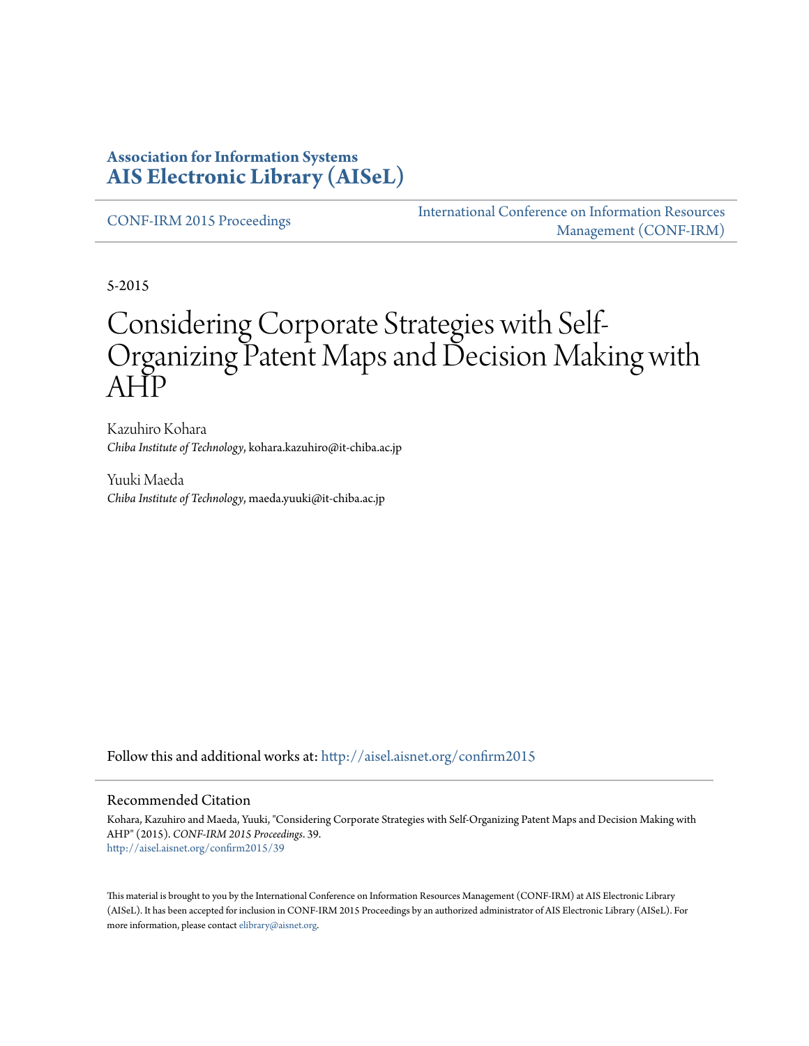**Association for Information Systems**
**AIS Electronic Library (AISeL)**

CONF-IRM 2015 Proceedings

International Conference on Information Resources Management (CONF-IRM)

5-2015

# Considering Corporate Strategies with Self-Organizing Patent Maps and Decision Making with AHP

Kazuhiro Kohara
*Chiba Institute of Technology*, kohara.kazuhiro@it-chiba.ac.jp

Yuuki Maeda
*Chiba Institute of Technology*, maeda.yuuki@it-chiba.ac.jp

Follow this and additional works at: http://aisel.aisnet.org/confirm2015

## Recommended Citation

Kohara, Kazuhiro and Maeda, Yuuki, "Considering Corporate Strategies with Self-Organizing Patent Maps and Decision Making with AHP" (2015). *CONF-IRM 2015 Proceedings*. 39.
http://aisel.aisnet.org/confirm2015/39

This material is brought to you by the International Conference on Information Resources Management (CONF-IRM) at AIS Electronic Library (AISeL). It has been accepted for inclusion in CONF-IRM 2015 Proceedings by an authorized administrator of AIS Electronic Library (AISeL). For more information, please contact elibrary@aisnet.org.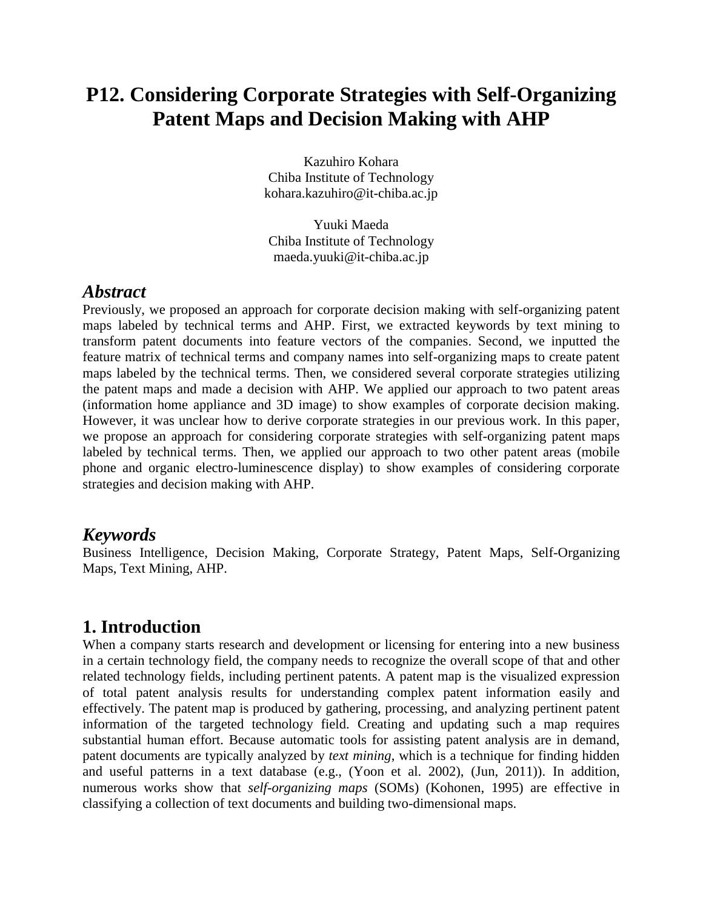# P12. Considering Corporate Strategies with Self-Organizing Patent Maps and Decision Making with AHP

Kazuhiro Kohara
Chiba Institute of Technology
kohara.kazuhiro@it-chiba.ac.jp

Yuuki Maeda
Chiba Institute of Technology
maeda.yuuki@it-chiba.ac.jp

## *Abstract*

Previously, we proposed an approach for corporate decision making with self-organizing patent maps labeled by technical terms and AHP. First, we extracted keywords by text mining to transform patent documents into feature vectors of the companies. Second, we inputted the feature matrix of technical terms and company names into self-organizing maps to create patent maps labeled by the technical terms. Then, we considered several corporate strategies utilizing the patent maps and made a decision with AHP. We applied our approach to two patent areas (information home appliance and 3D image) to show examples of corporate decision making. However, it was unclear how to derive corporate strategies in our previous work. In this paper, we propose an approach for considering corporate strategies with self-organizing patent maps labeled by technical terms. Then, we applied our approach to two other patent areas (mobile phone and organic electro-luminescence display) to show examples of considering corporate strategies and decision making with AHP.

## *Keywords*

Business Intelligence, Decision Making, Corporate Strategy, Patent Maps, Self-Organizing Maps, Text Mining, AHP.

## 1. Introduction

When a company starts research and development or licensing for entering into a new business in a certain technology field, the company needs to recognize the overall scope of that and other related technology fields, including pertinent patents. A patent map is the visualized expression of total patent analysis results for understanding complex patent information easily and effectively. The patent map is produced by gathering, processing, and analyzing pertinent patent information of the targeted technology field. Creating and updating such a map requires substantial human effort. Because automatic tools for assisting patent analysis are in demand, patent documents are typically analyzed by *text mining*, which is a technique for finding hidden and useful patterns in a text database (e.g., (Yoon et al. 2002), (Jun, 2011)). In addition, numerous works show that *self-organizing maps* (SOMs) (Kohonen, 1995) are effective in classifying a collection of text documents and building two-dimensional maps.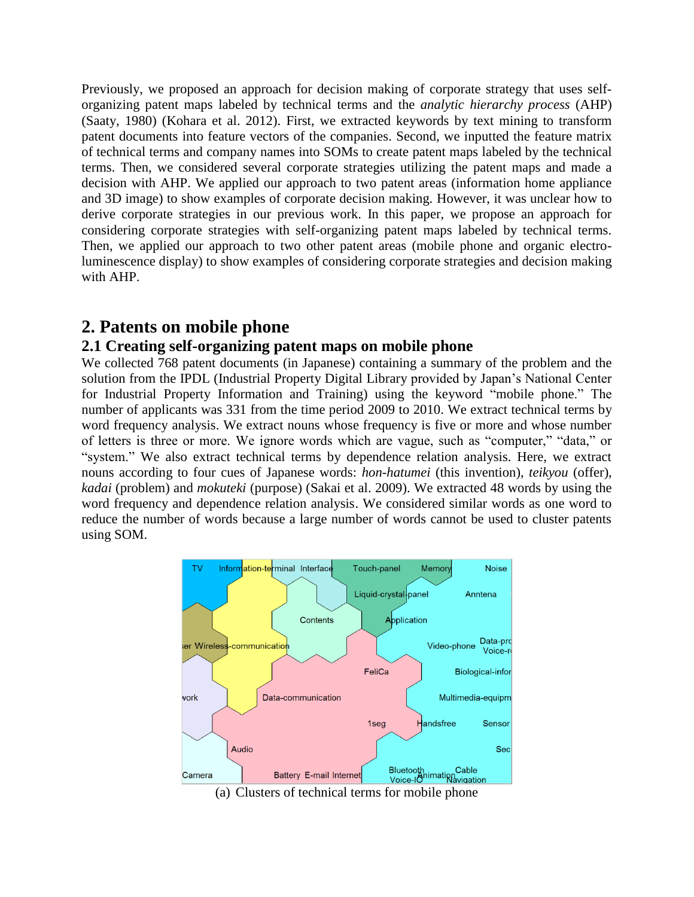Previously, we proposed an approach for decision making of corporate strategy that uses self-organizing patent maps labeled by technical terms and the *analytic hierarchy process* (AHP) (Saaty, 1980) (Kohara et al. 2012). First, we extracted keywords by text mining to transform patent documents into feature vectors of the companies. Second, we inputted the feature matrix of technical terms and company names into SOMs to create patent maps labeled by the technical terms. Then, we considered several corporate strategies utilizing the patent maps and made a decision with AHP. We applied our approach to two patent areas (information home appliance and 3D image) to show examples of corporate decision making. However, it was unclear how to derive corporate strategies in our previous work. In this paper, we propose an approach for considering corporate strategies with self-organizing patent maps labeled by technical terms. Then, we applied our approach to two other patent areas (mobile phone and organic electro-luminescence display) to show examples of considering corporate strategies and decision making with AHP.

## 2. Patents on mobile phone

### 2.1 Creating self-organizing patent maps on mobile phone

We collected 768 patent documents (in Japanese) containing a summary of the problem and the solution from the IPDL (Industrial Property Digital Library provided by Japan's National Center for Industrial Property Information and Training) using the keyword "mobile phone." The number of applicants was 331 from the time period 2009 to 2010. We extract technical terms by word frequency analysis. We extract nouns whose frequency is five or more and whose number of letters is three or more. We ignore words which are vague, such as "computer," "data," or "system." We also extract technical terms by dependence relation analysis. Here, we extract nouns according to four cues of Japanese words: *hon-hatumei* (this invention), *teikyou* (offer), *kadai* (problem) and *mokuteki* (purpose) (Sakai et al. 2009). We extracted 48 words by using the word frequency and dependence relation analysis. We considered similar words as one word to reduce the number of words because a large number of words cannot be used to cluster patents using SOM.

(a) Clusters of technical terms for mobile phone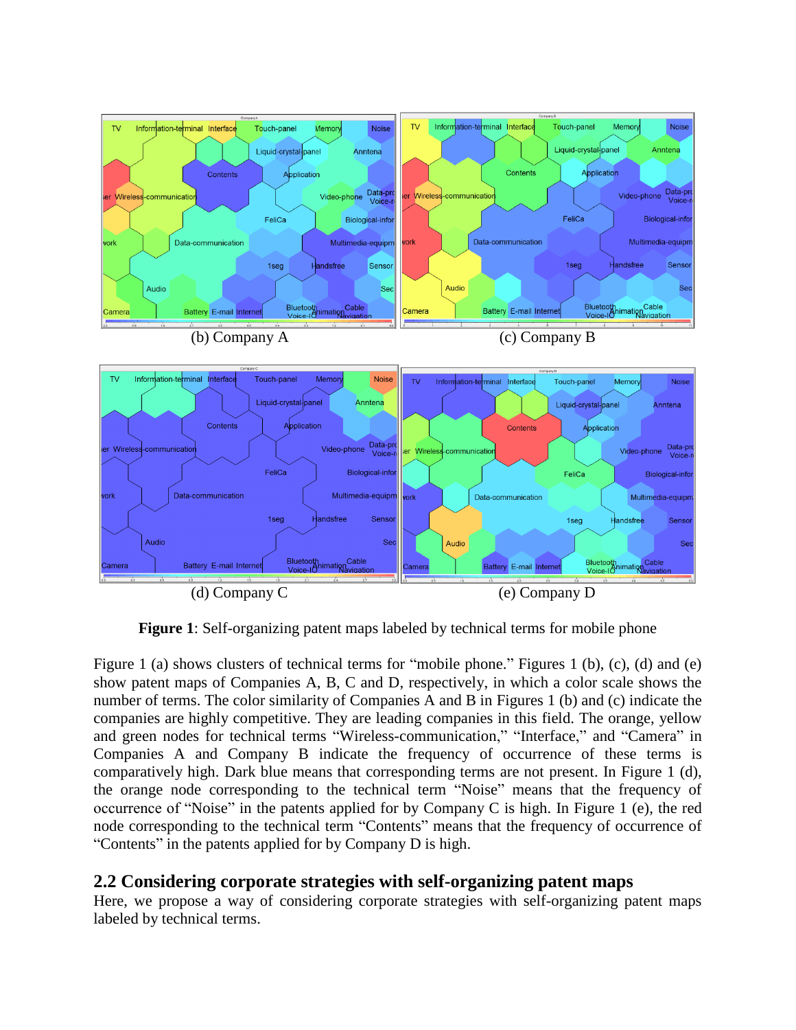(b) Company A

(c) Company B

(d) Company C

(e) Company D

**Figure 1**: Self-organizing patent maps labeled by technical terms for mobile phone

Figure 1 (a) shows clusters of technical terms for "mobile phone." Figures 1 (b), (c), (d) and (e) show patent maps of Companies A, B, C and D, respectively, in which a color scale shows the number of terms. The color similarity of Companies A and B in Figures 1 (b) and (c) indicate the companies are highly competitive. They are leading companies in this field. The orange, yellow and green nodes for technical terms "Wireless-communication," "Interface," and "Camera" in Companies A and Company B indicate the frequency of occurrence of these terms is comparatively high. Dark blue means that corresponding terms are not present. In Figure 1 (d), the orange node corresponding to the technical term "Noise" means that the frequency of occurrence of "Noise" in the patents applied for by Company C is high. In Figure 1 (e), the red node corresponding to the technical term "Contents" means that the frequency of occurrence of "Contents" in the patents applied for by Company D is high.

## 2.2 Considering corporate strategies with self-organizing patent maps

Here, we propose a way of considering corporate strategies with self-organizing patent maps labeled by technical terms.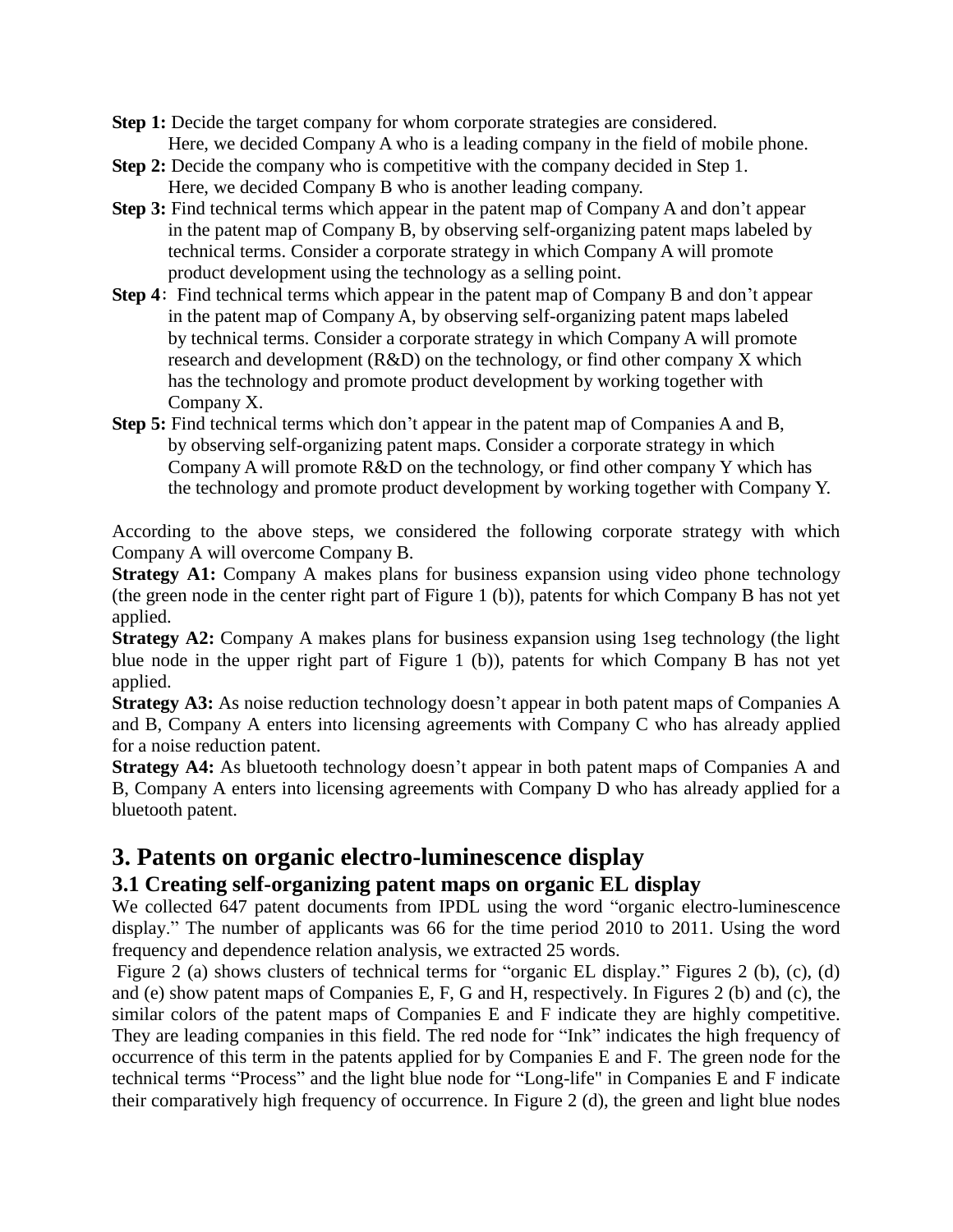**Step 1:** Decide the target company for whom corporate strategies are considered. Here, we decided Company A who is a leading company in the field of mobile phone.

**Step 2:** Decide the company who is competitive with the company decided in Step 1. Here, we decided Company B who is another leading company.

**Step 3:** Find technical terms which appear in the patent map of Company A and don't appear in the patent map of Company B, by observing self-organizing patent maps labeled by technical terms. Consider a corporate strategy in which Company A will promote product development using the technology as a selling point.

**Step 4**: Find technical terms which appear in the patent map of Company B and don't appear in the patent map of Company A, by observing self-organizing patent maps labeled by technical terms. Consider a corporate strategy in which Company A will promote research and development (R&D) on the technology, or find other company X which has the technology and promote product development by working together with Company X.

**Step 5:** Find technical terms which don't appear in the patent map of Companies A and B, by observing self-organizing patent maps. Consider a corporate strategy in which Company A will promote R&D on the technology, or find other company Y which has the technology and promote product development by working together with Company Y.

According to the above steps, we considered the following corporate strategy with which Company A will overcome Company B.

**Strategy A1:** Company A makes plans for business expansion using video phone technology (the green node in the center right part of Figure 1 (b)), patents for which Company B has not yet applied.

**Strategy A2:** Company A makes plans for business expansion using 1seg technology (the light blue node in the upper right part of Figure 1 (b)), patents for which Company B has not yet applied.

**Strategy A3:** As noise reduction technology doesn't appear in both patent maps of Companies A and B, Company A enters into licensing agreements with Company C who has already applied for a noise reduction patent.

**Strategy A4:** As bluetooth technology doesn't appear in both patent maps of Companies A and B, Company A enters into licensing agreements with Company D who has already applied for a bluetooth patent.

## 3. Patents on organic electro-luminescence display

### 3.1 Creating self-organizing patent maps on organic EL display

We collected 647 patent documents from IPDL using the word "organic electro-luminescence display." The number of applicants was 66 for the time period 2010 to 2011. Using the word frequency and dependence relation analysis, we extracted 25 words.

Figure 2 (a) shows clusters of technical terms for "organic EL display." Figures 2 (b), (c), (d) and (e) show patent maps of Companies E, F, G and H, respectively. In Figures 2 (b) and (c), the similar colors of the patent maps of Companies E and F indicate they are highly competitive. They are leading companies in this field. The red node for "Ink" indicates the high frequency of occurrence of this term in the patents applied for by Companies E and F. The green node for the technical terms "Process" and the light blue node for "Long-life" in Companies E and F indicate their comparatively high frequency of occurrence. In Figure 2 (d), the green and light blue nodes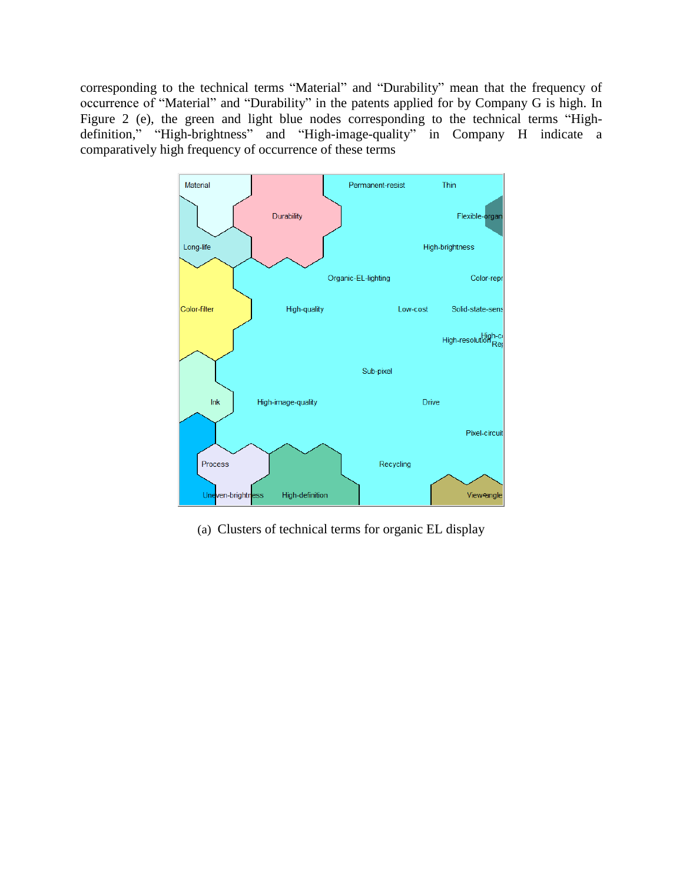corresponding to the technical terms “Material” and “Durability” mean that the frequency of occurrence of “Material” and “Durability” in the patents applied for by Company G is high. In Figure 2 (e), the green and light blue nodes corresponding to the technical terms “High-definition,” “High-brightness” and “High-image-quality” in Company H indicate a comparatively high frequency of occurrence of these terms

(a) Clusters of technical terms for organic EL display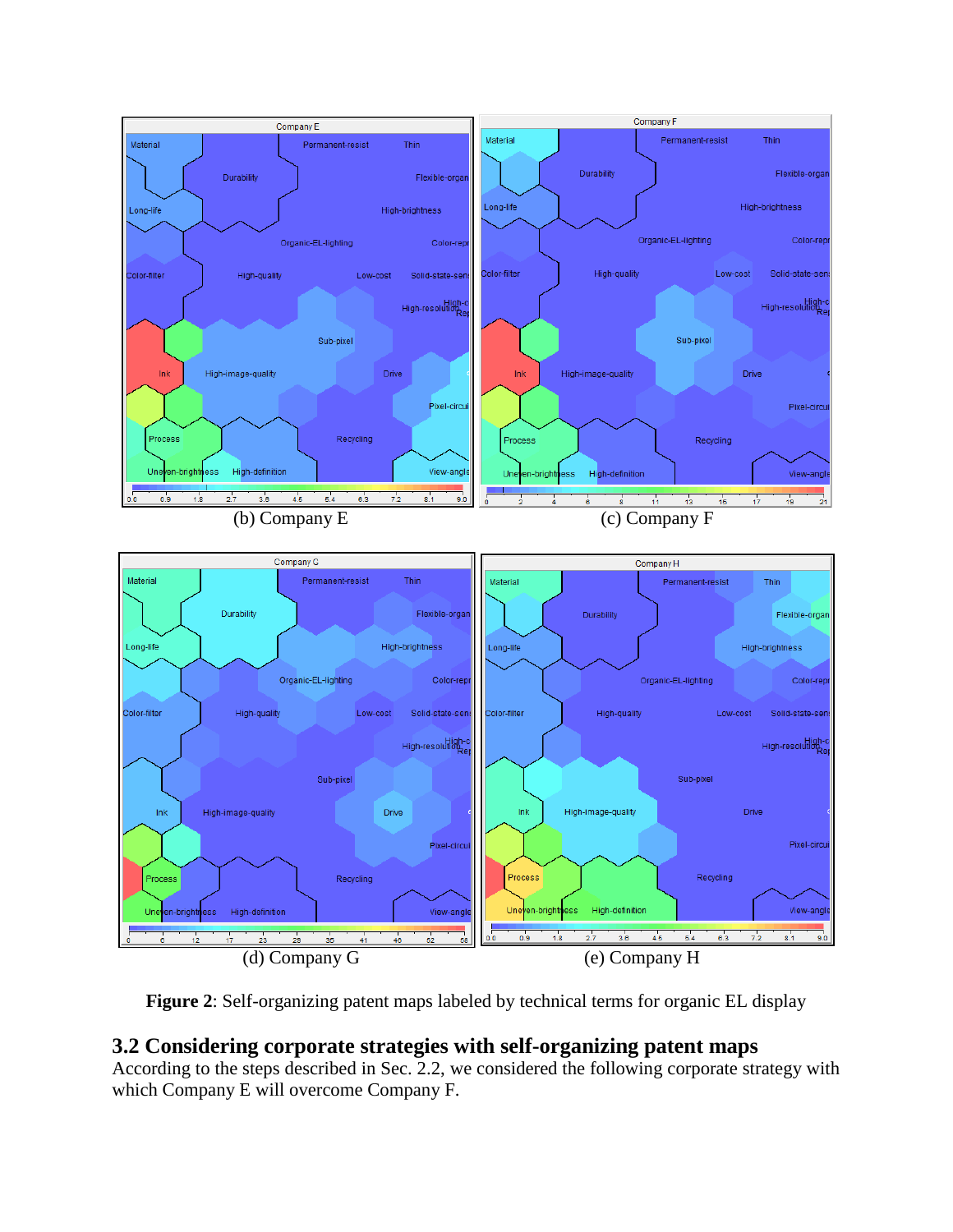(b) Company E

(c) Company F

(d) Company G

(e) Company H

**Figure 2**: Self-organizing patent maps labeled by technical terms for organic EL display

## 3.2 Considering corporate strategies with self-organizing patent maps

According to the steps described in Sec. 2.2, we considered the following corporate strategy with which Company E will overcome Company F.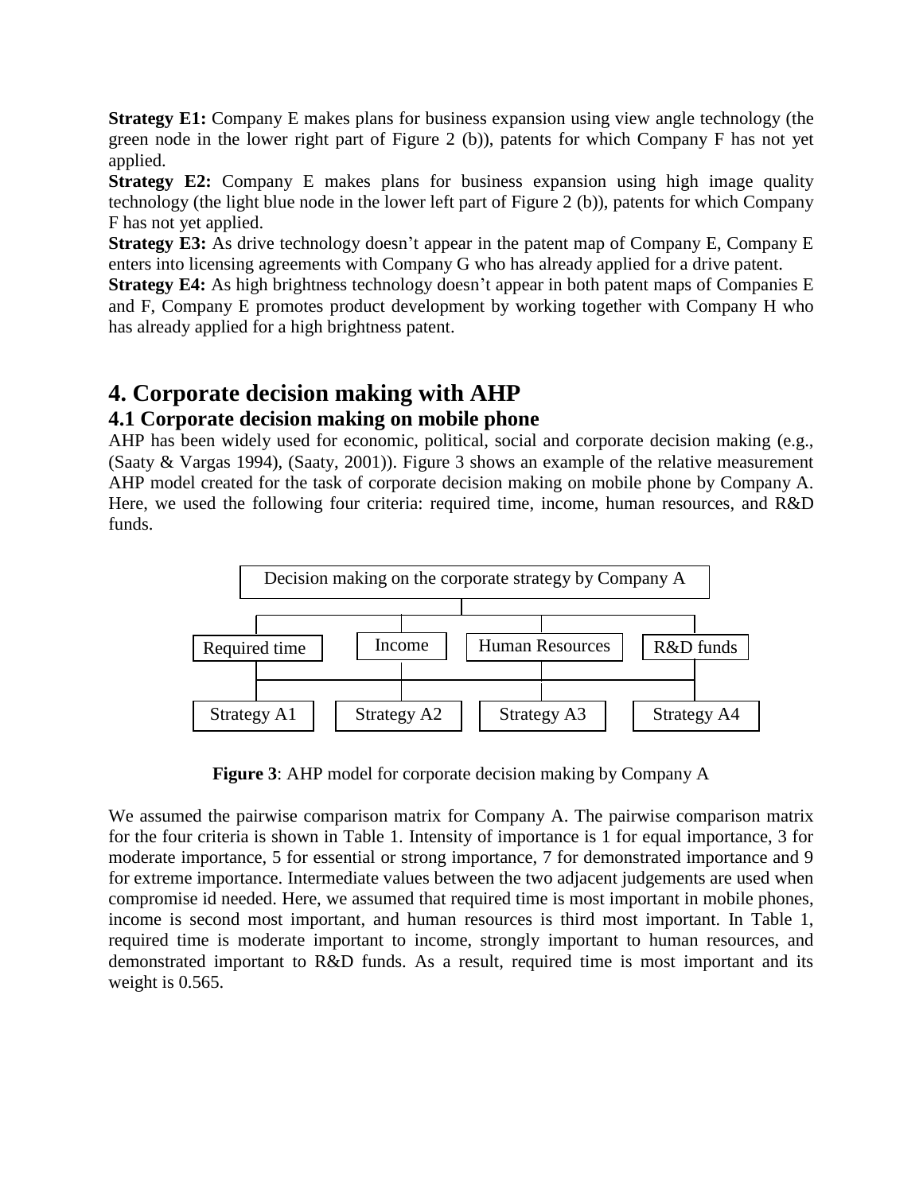**Strategy E1:** Company E makes plans for business expansion using view angle technology (the green node in the lower right part of Figure 2 (b)), patents for which Company F has not yet applied.
**Strategy E2:** Company E makes plans for business expansion using high image quality technology (the light blue node in the lower left part of Figure 2 (b)), patents for which Company F has not yet applied.
**Strategy E3:** As drive technology doesn't appear in the patent map of Company E, Company E enters into licensing agreements with Company G who has already applied for a drive patent.
**Strategy E4:** As high brightness technology doesn't appear in both patent maps of Companies E and F, Company E promotes product development by working together with Company H who has already applied for a high brightness patent.

# 4. Corporate decision making with AHP

## 4.1 Corporate decision making on mobile phone

AHP has been widely used for economic, political, social and corporate decision making (e.g., (Saaty & Vargas 1994), (Saaty, 2001)). Figure 3 shows an example of the relative measurement AHP model created for the task of corporate decision making on mobile phone by Company A. Here, we used the following four criteria: required time, income, human resources, and R&D funds.

Decision making on the corporate strategy by Company A

Required time | Income | Human Resources | R&D funds

Strategy A1 | Strategy A2 | Strategy A3 | Strategy A4

**Figure 3**: AHP model for corporate decision making by Company A

We assumed the pairwise comparison matrix for Company A. The pairwise comparison matrix for the four criteria is shown in Table 1. Intensity of importance is 1 for equal importance, 3 for moderate importance, 5 for essential or strong importance, 7 for demonstrated importance and 9 for extreme importance. Intermediate values between the two adjacent judgements are used when compromise id needed. Here, we assumed that required time is most important in mobile phones, income is second most important, and human resources is third most important. In Table 1, required time is moderate important to income, strongly important to human resources, and demonstrated important to R&D funds. As a result, required time is most important and its weight is 0.565.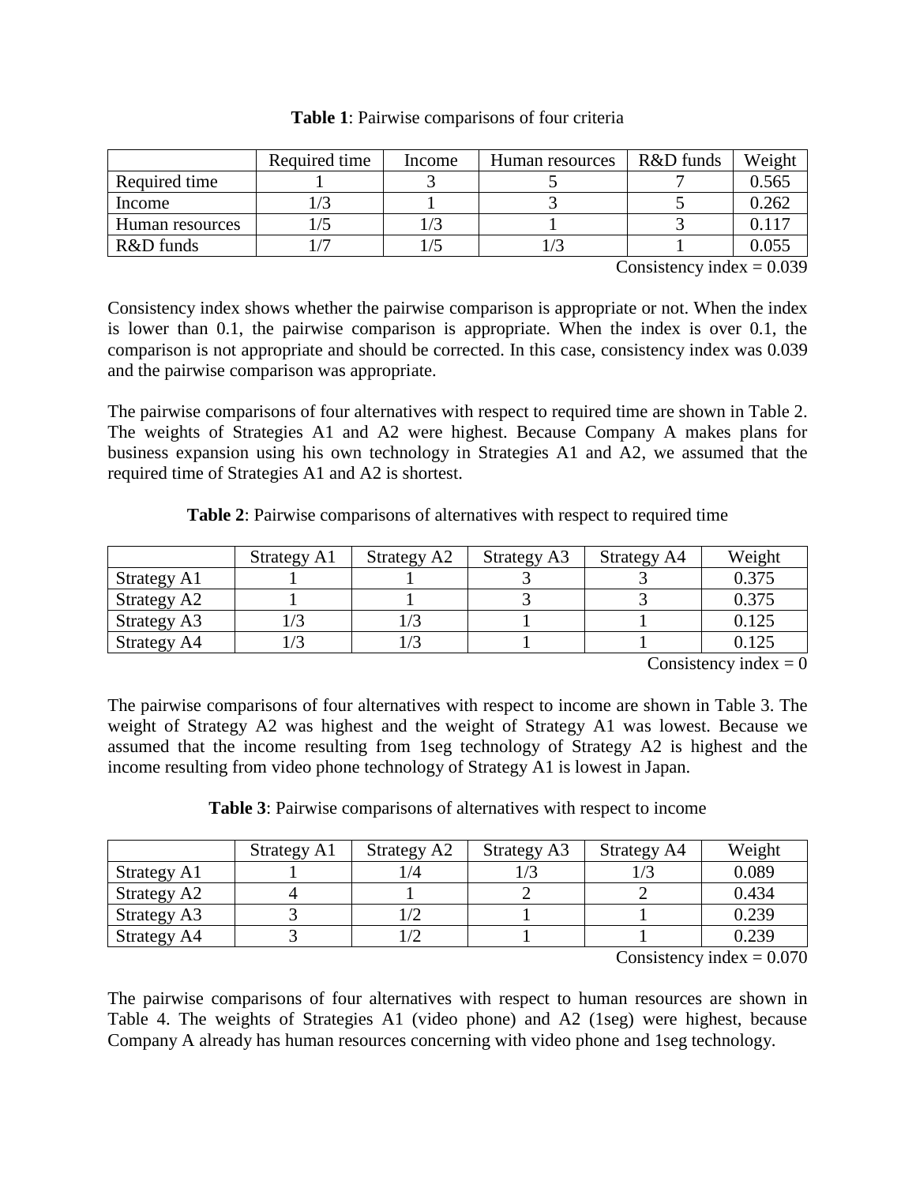**Table 1**: Pairwise comparisons of four criteria

| | Required time | Income | Human resources | R&D funds | Weight |
|---|---|---|---|---|---|
| Required time | 1 | 3 | 5 | 7 | 0.565 |
| Income | 1/3 | 1 | 3 | 5 | 0.262 |
| Human resources | 1/5 | 1/3 | 1 | 3 | 0.117 |
| R&D funds | 1/7 | 1/5 | 1/3 | 1 | 0.055 |

Consistency index = 0.039

Consistency index shows whether the pairwise comparison is appropriate or not. When the index is lower than 0.1, the pairwise comparison is appropriate. When the index is over 0.1, the comparison is not appropriate and should be corrected. In this case, consistency index was 0.039 and the pairwise comparison was appropriate.

The pairwise comparisons of four alternatives with respect to required time are shown in Table 2. The weights of Strategies A1 and A2 were highest. Because Company A makes plans for business expansion using his own technology in Strategies A1 and A2, we assumed that the required time of Strategies A1 and A2 is shortest.

**Table 2**: Pairwise comparisons of alternatives with respect to required time

| | Strategy A1 | Strategy A2 | Strategy A3 | Strategy A4 | Weight |
|---|---|---|---|---|---|
| Strategy A1 | 1 | 1 | 3 | 3 | 0.375 |
| Strategy A2 | 1 | 1 | 3 | 3 | 0.375 |
| Strategy A3 | 1/3 | 1/3 | 1 | 1 | 0.125 |
| Strategy A4 | 1/3 | 1/3 | 1 | 1 | 0.125 |

Consistency index = 0

The pairwise comparisons of four alternatives with respect to income are shown in Table 3. The weight of Strategy A2 was highest and the weight of Strategy A1 was lowest. Because we assumed that the income resulting from 1seg technology of Strategy A2 is highest and the income resulting from video phone technology of Strategy A1 is lowest in Japan.

**Table 3**: Pairwise comparisons of alternatives with respect to income

| | Strategy A1 | Strategy A2 | Strategy A3 | Strategy A4 | Weight |
|---|---|---|---|---|---|
| Strategy A1 | 1 | 1/4 | 1/3 | 1/3 | 0.089 |
| Strategy A2 | 4 | 1 | 2 | 2 | 0.434 |
| Strategy A3 | 3 | 1/2 | 1 | 1 | 0.239 |
| Strategy A4 | 3 | 1/2 | 1 | 1 | 0.239 |

Consistency index = 0.070

The pairwise comparisons of four alternatives with respect to human resources are shown in Table 4. The weights of Strategies A1 (video phone) and A2 (1seg) were highest, because Company A already has human resources concerning with video phone and 1seg technology.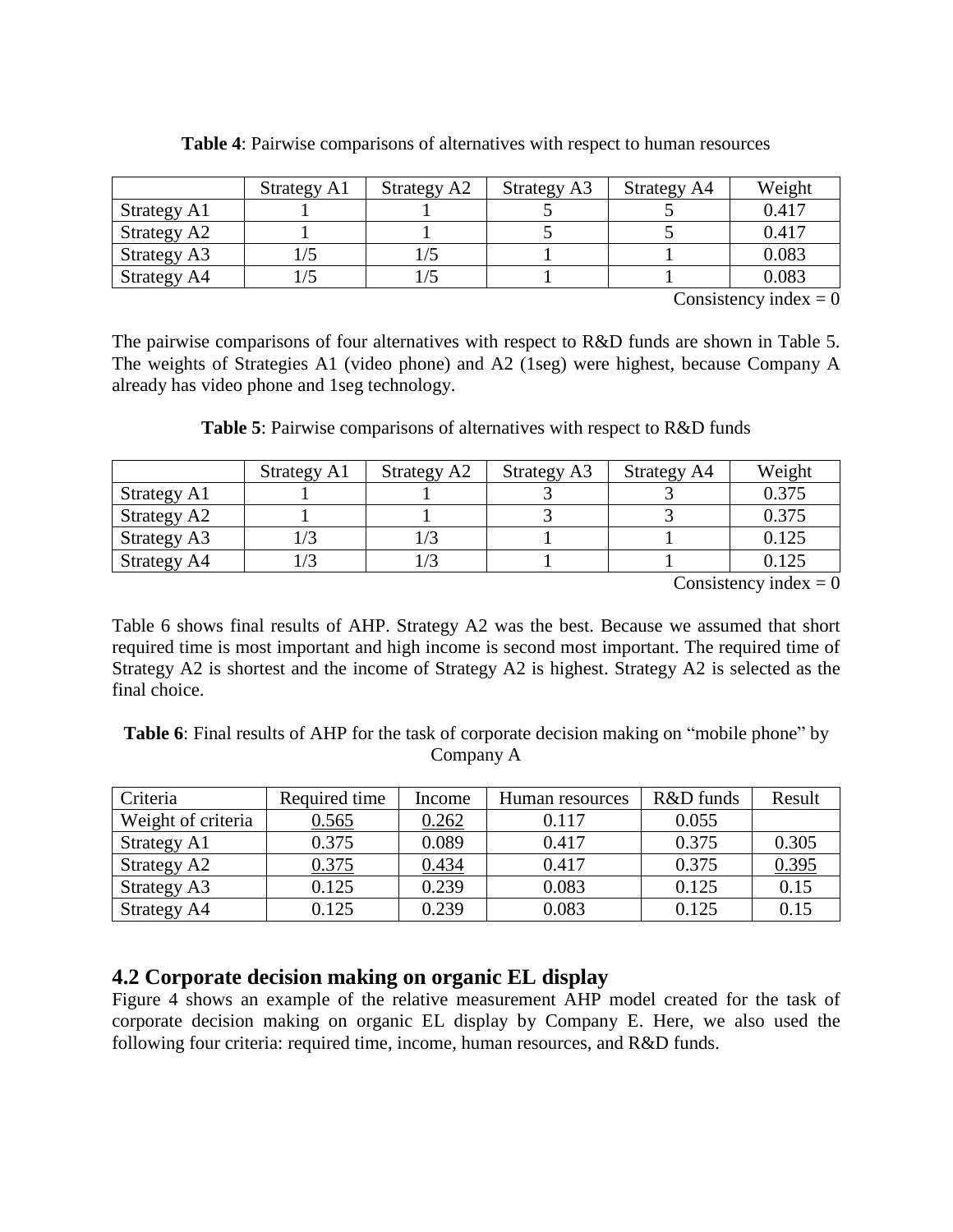**Table 4**: Pairwise comparisons of alternatives with respect to human resources

| | Strategy A1 | Strategy A2 | Strategy A3 | Strategy A4 | Weight |
|---|---|---|---|---|---|
| Strategy A1 | 1 | 1 | 5 | 5 | 0.417 |
| Strategy A2 | 1 | 1 | 5 | 5 | 0.417 |
| Strategy A3 | 1/5 | 1/5 | 1 | 1 | 0.083 |
| Strategy A4 | 1/5 | 1/5 | 1 | 1 | 0.083 |

Consistency index = 0

The pairwise comparisons of four alternatives with respect to R&D funds are shown in Table 5. The weights of Strategies A1 (video phone) and A2 (1seg) were highest, because Company A already has video phone and 1seg technology.

**Table 5**: Pairwise comparisons of alternatives with respect to R&D funds

| | Strategy A1 | Strategy A2 | Strategy A3 | Strategy A4 | Weight |
|---|---|---|---|---|---|
| Strategy A1 | 1 | 1 | 3 | 3 | 0.375 |
| Strategy A2 | 1 | 1 | 3 | 3 | 0.375 |
| Strategy A3 | 1/3 | 1/3 | 1 | 1 | 0.125 |
| Strategy A4 | 1/3 | 1/3 | 1 | 1 | 0.125 |

Consistency index = 0

Table 6 shows final results of AHP. Strategy A2 was the best. Because we assumed that short required time is most important and high income is second most important. The required time of Strategy A2 is shortest and the income of Strategy A2 is highest. Strategy A2 is selected as the final choice.

**Table 6**: Final results of AHP for the task of corporate decision making on "mobile phone" by Company A

| Criteria | Required time | Income | Human resources | R&D funds | Result |
|---|---|---|---|---|---|
| Weight of criteria | <u>0.565</u> | <u>0.262</u> | 0.117 | 0.055 | |
| Strategy A1 | 0.375 | 0.089 | 0.417 | 0.375 | 0.305 |
| Strategy A2 | <u>0.375</u> | <u>0.434</u> | 0.417 | 0.375 | <u>0.395</u> |
| Strategy A3 | 0.125 | 0.239 | 0.083 | 0.125 | 0.15 |
| Strategy A4 | 0.125 | 0.239 | 0.083 | 0.125 | 0.15 |

## 4.2 Corporate decision making on organic EL display

Figure 4 shows an example of the relative measurement AHP model created for the task of corporate decision making on organic EL display by Company E. Here, we also used the following four criteria: required time, income, human resources, and R&D funds.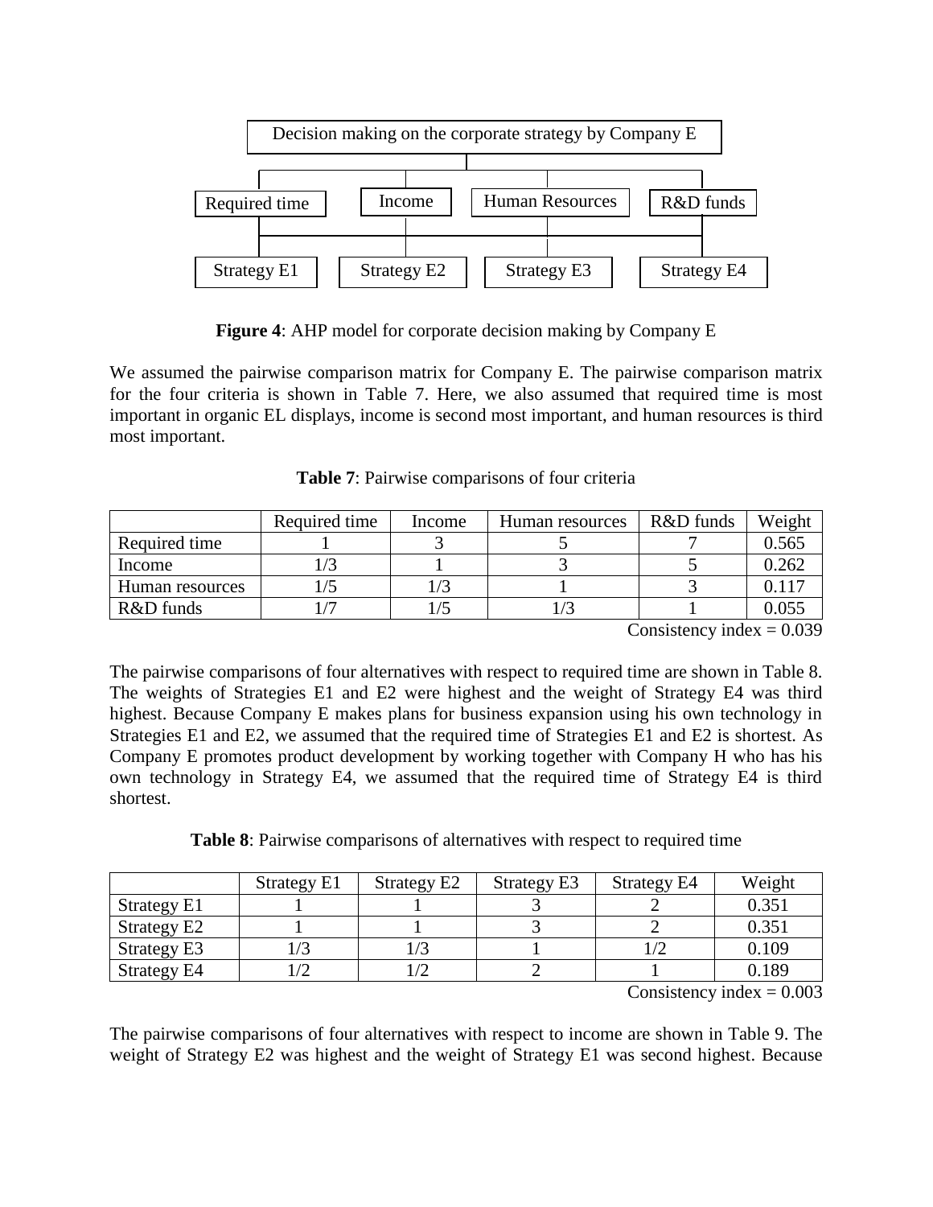Decision making on the corporate strategy by Company E

Required time | Income | Human Resources | R&D funds

Strategy E1 | Strategy E2 | Strategy E3 | Strategy E4

**Figure 4**: AHP model for corporate decision making by Company E

We assumed the pairwise comparison matrix for Company E. The pairwise comparison matrix for the four criteria is shown in Table 7. Here, we also assumed that required time is most important in organic EL displays, income is second most important, and human resources is third most important.

**Table 7**: Pairwise comparisons of four criteria

| | Required time | Income | Human resources | R&D funds | Weight |
|---|---|---|---|---|---|
| Required time | 1 | 3 | 5 | 7 | 0.565 |
| Income | 1/3 | 1 | 3 | 5 | 0.262 |
| Human resources | 1/5 | 1/3 | 1 | 3 | 0.117 |
| R&D funds | 1/7 | 1/5 | 1/3 | 1 | 0.055 |

Consistency index = 0.039

The pairwise comparisons of four alternatives with respect to required time are shown in Table 8. The weights of Strategies E1 and E2 were highest and the weight of Strategy E4 was third highest. Because Company E makes plans for business expansion using his own technology in Strategies E1 and E2, we assumed that the required time of Strategies E1 and E2 is shortest. As Company E promotes product development by working together with Company H who has his own technology in Strategy E4, we assumed that the required time of Strategy E4 is third shortest.

**Table 8**: Pairwise comparisons of alternatives with respect to required time

| | Strategy E1 | Strategy E2 | Strategy E3 | Strategy E4 | Weight |
|---|---|---|---|---|---|
| Strategy E1 | 1 | 1 | 3 | 2 | 0.351 |
| Strategy E2 | 1 | 1 | 3 | 2 | 0.351 |
| Strategy E3 | 1/3 | 1/3 | 1 | 1/2 | 0.109 |
| Strategy E4 | 1/2 | 1/2 | 2 | 1 | 0.189 |

Consistency index = 0.003

The pairwise comparisons of four alternatives with respect to income are shown in Table 9. The weight of Strategy E2 was highest and the weight of Strategy E1 was second highest. Because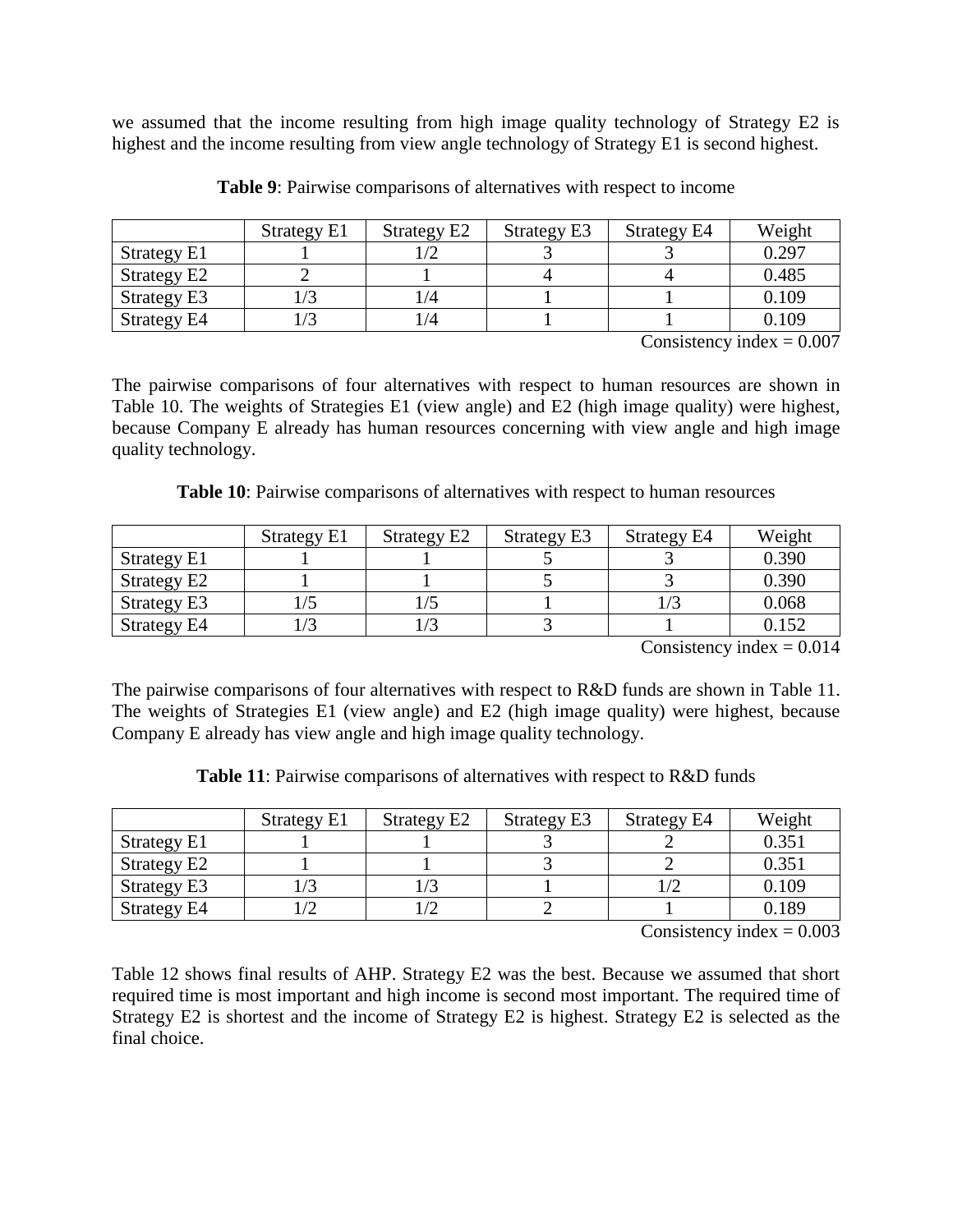we assumed that the income resulting from high image quality technology of Strategy E2 is highest and the income resulting from view angle technology of Strategy E1 is second highest.

**Table 9**: Pairwise comparisons of alternatives with respect to income

| | Strategy E1 | Strategy E2 | Strategy E3 | Strategy E4 | Weight |
|---|---|---|---|---|---|
| Strategy E1 | 1 | 1/2 | 3 | 3 | 0.297 |
| Strategy E2 | 2 | 1 | 4 | 4 | 0.485 |
| Strategy E3 | 1/3 | 1/4 | 1 | 1 | 0.109 |
| Strategy E4 | 1/3 | 1/4 | 1 | 1 | 0.109 |

Consistency index = 0.007

The pairwise comparisons of four alternatives with respect to human resources are shown in Table 10. The weights of Strategies E1 (view angle) and E2 (high image quality) were highest, because Company E already has human resources concerning with view angle and high image quality technology.

**Table 10**: Pairwise comparisons of alternatives with respect to human resources

| | Strategy E1 | Strategy E2 | Strategy E3 | Strategy E4 | Weight |
|---|---|---|---|---|---|
| Strategy E1 | 1 | 1 | 5 | 3 | 0.390 |
| Strategy E2 | 1 | 1 | 5 | 3 | 0.390 |
| Strategy E3 | 1/5 | 1/5 | 1 | 1/3 | 0.068 |
| Strategy E4 | 1/3 | 1/3 | 3 | 1 | 0.152 |

Consistency index = 0.014

The pairwise comparisons of four alternatives with respect to R&D funds are shown in Table 11. The weights of Strategies E1 (view angle) and E2 (high image quality) were highest, because Company E already has view angle and high image quality technology.

**Table 11**: Pairwise comparisons of alternatives with respect to R&D funds

| | Strategy E1 | Strategy E2 | Strategy E3 | Strategy E4 | Weight |
|---|---|---|---|---|---|
| Strategy E1 | 1 | 1 | 3 | 2 | 0.351 |
| Strategy E2 | 1 | 1 | 3 | 2 | 0.351 |
| Strategy E3 | 1/3 | 1/3 | 1 | 1/2 | 0.109 |
| Strategy E4 | 1/2 | 1/2 | 2 | 1 | 0.189 |

Consistency index = 0.003

Table 12 shows final results of AHP. Strategy E2 was the best. Because we assumed that short required time is most important and high income is second most important. The required time of Strategy E2 is shortest and the income of Strategy E2 is highest. Strategy E2 is selected as the final choice.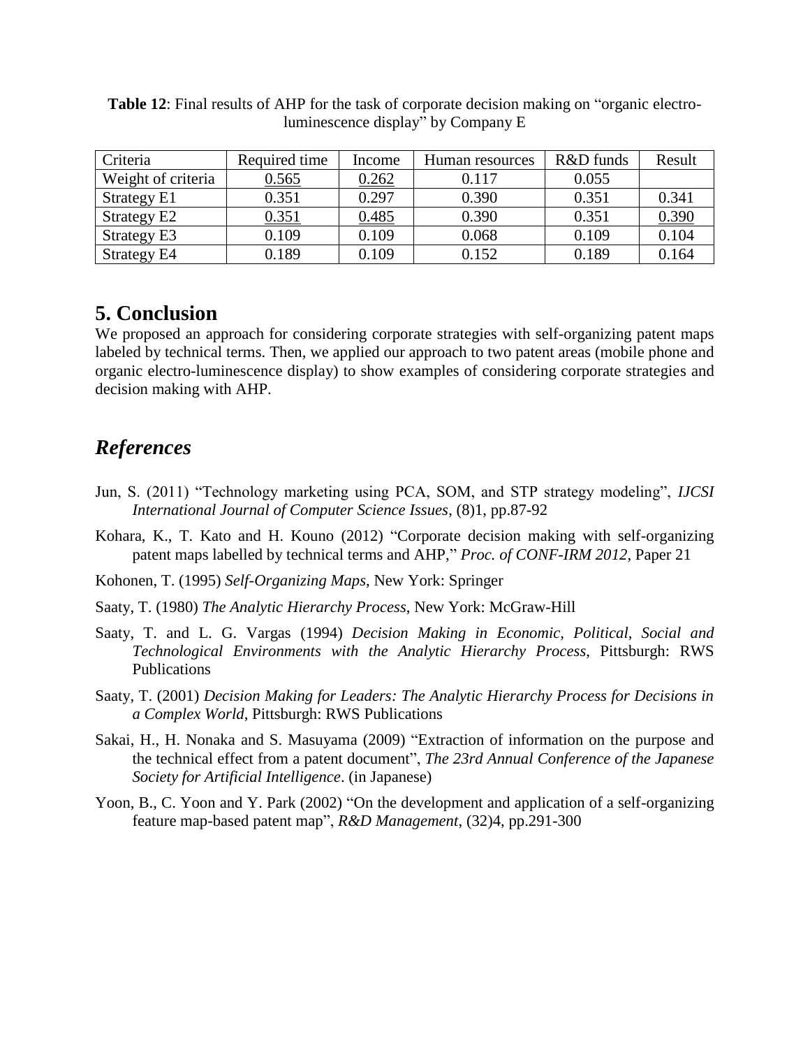**Table 12**: Final results of AHP for the task of corporate decision making on "organic electro-luminescence display" by Company E

| Criteria | Required time | Income | Human resources | R&D funds | Result |
|---|---|---|---|---|---|
| Weight of criteria | <u>0.565</u> | <u>0.262</u> | 0.117 | 0.055 | |
| Strategy E1 | 0.351 | 0.297 | 0.390 | 0.351 | 0.341 |
| Strategy E2 | <u>0.351</u> | <u>0.485</u> | 0.390 | 0.351 | <u>0.390</u> |
| Strategy E3 | 0.109 | 0.109 | 0.068 | 0.109 | 0.104 |
| Strategy E4 | 0.189 | 0.109 | 0.152 | 0.189 | 0.164 |

## 5. Conclusion

We proposed an approach for considering corporate strategies with self-organizing patent maps labeled by technical terms. Then, we applied our approach to two patent areas (mobile phone and organic electro-luminescence display) to show examples of considering corporate strategies and decision making with AHP.

## *References*

Jun, S. (2011) "Technology marketing using PCA, SOM, and STP strategy modeling", *IJCSI International Journal of Computer Science Issues*, (8)1, pp.87-92

Kohara, K., T. Kato and H. Kouno (2012) "Corporate decision making with self-organizing patent maps labelled by technical terms and AHP," *Proc. of CONF-IRM 2012*, Paper 21

Kohonen, T. (1995) *Self-Organizing Maps*, New York: Springer

Saaty, T. (1980) *The Analytic Hierarchy Process*, New York: McGraw-Hill

Saaty, T. and L. G. Vargas (1994) *Decision Making in Economic, Political, Social and Technological Environments with the Analytic Hierarchy Process*, Pittsburgh: RWS Publications

Saaty, T. (2001) *Decision Making for Leaders: The Analytic Hierarchy Process for Decisions in a Complex World*, Pittsburgh: RWS Publications

Sakai, H., H. Nonaka and S. Masuyama (2009) "Extraction of information on the purpose and the technical effect from a patent document", *The 23rd Annual Conference of the Japanese Society for Artificial Intelligence*. (in Japanese)

Yoon, B., C. Yoon and Y. Park (2002) "On the development and application of a self-organizing feature map-based patent map", *R&D Management*, (32)4, pp.291-300